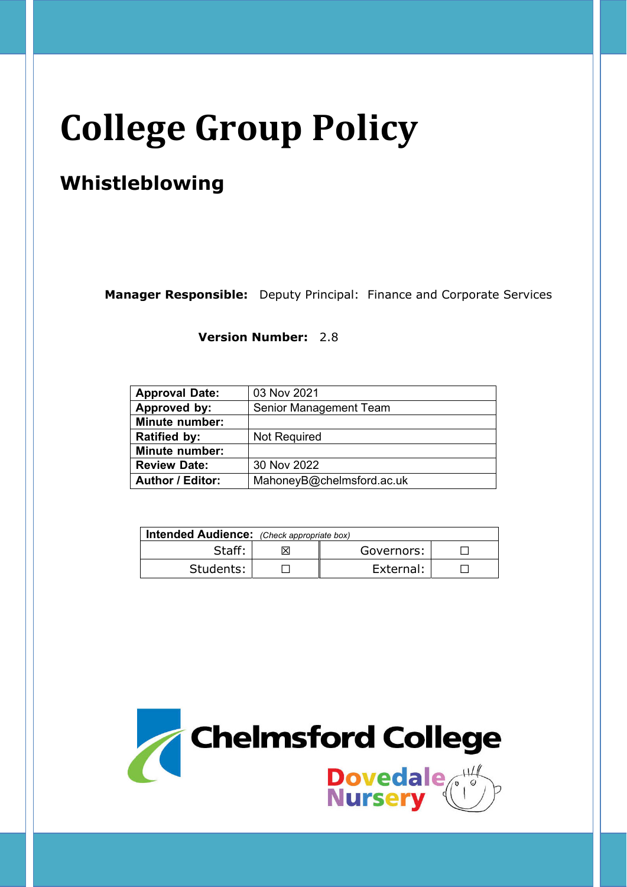# College Group Policy

## Whistleblowing

**Manager Responsible:** Deputy Principal: Finance and Corporate Services

**Version Number:** 2.8

| | |
|---|---|
| **Approval Date:** | 03 Nov 2021 |
| **Approved by:** | Senior Management Team |
| **Minute number:** | |
| **Ratified by:** | Not Required |
| **Minute number:** | |
| **Review Date:** | 30 Nov 2022 |
| **Author / Editor:** | MahoneyB@chelmsford.ac.uk |

| **Intended Audience:** *(Check appropriate box)* | | | |
|---|---|---|---|
| Staff: | ☒ | Governors: | ☐ |
| Students: | ☐ | External: | ☐ |

Chelmsford College

Dovedale Nursery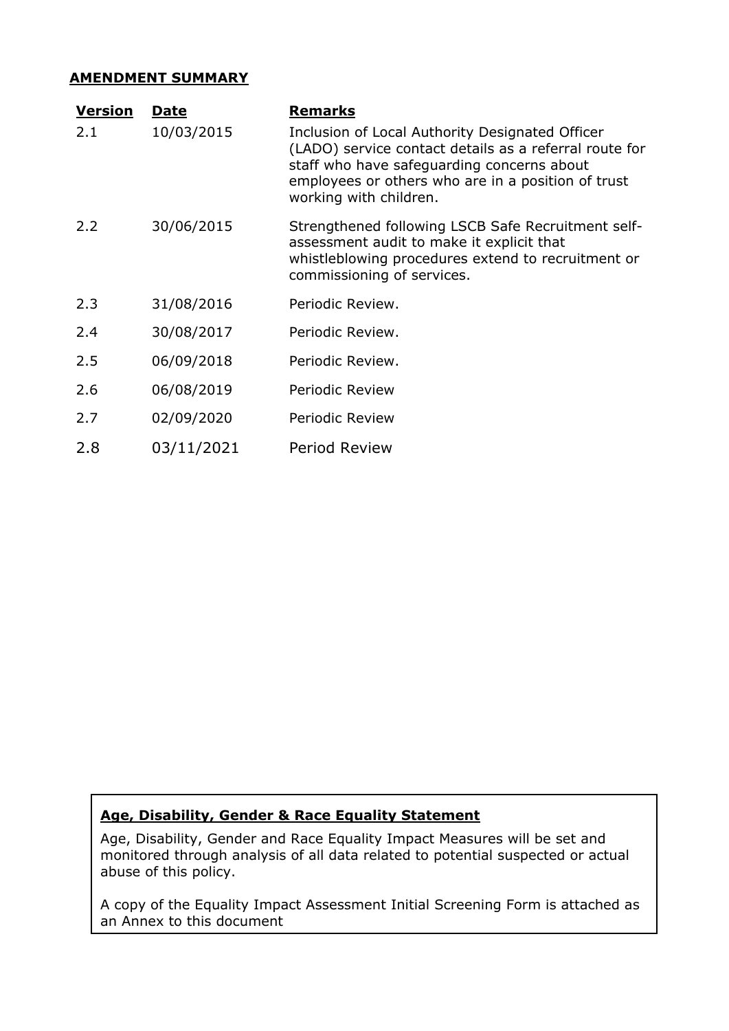**AMENDMENT SUMMARY**

| Version | Date | Remarks |
|---|---|---|
| 2.1 | 10/03/2015 | Inclusion of Local Authority Designated Officer (LADO) service contact details as a referral route for staff who have safeguarding concerns about employees or others who are in a position of trust working with children. |
| 2.2 | 30/06/2015 | Strengthened following LSCB Safe Recruitment self-assessment audit to make it explicit that whistleblowing procedures extend to recruitment or commissioning of services. |
| 2.3 | 31/08/2016 | Periodic Review. |
| 2.4 | 30/08/2017 | Periodic Review. |
| 2.5 | 06/09/2018 | Periodic Review. |
| 2.6 | 06/08/2019 | Periodic Review |
| 2.7 | 02/09/2020 | Periodic Review |
| 2.8 | 03/11/2021 | Period Review |

**Age, Disability, Gender & Race Equality Statement**

Age, Disability, Gender and Race Equality Impact Measures will be set and monitored through analysis of all data related to potential suspected or actual abuse of this policy.

A copy of the Equality Impact Assessment Initial Screening Form is attached as an Annex to this document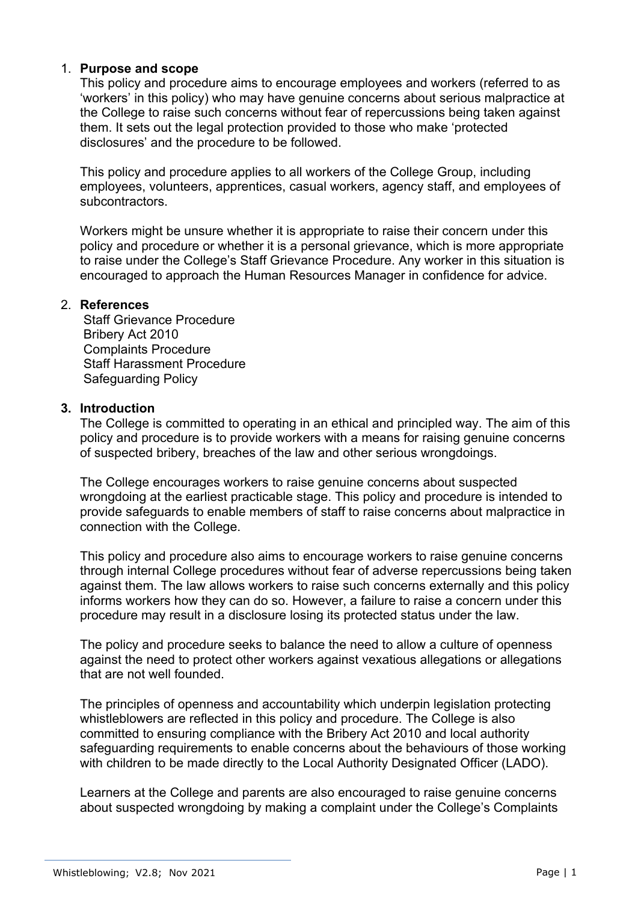## 1. **Purpose and scope**

This policy and procedure aims to encourage employees and workers (referred to as 'workers' in this policy) who may have genuine concerns about serious malpractice at the College to raise such concerns without fear of repercussions being taken against them. It sets out the legal protection provided to those who make 'protected disclosures' and the procedure to be followed.

This policy and procedure applies to all workers of the College Group, including employees, volunteers, apprentices, casual workers, agency staff, and employees of subcontractors.

Workers might be unsure whether it is appropriate to raise their concern under this policy and procedure or whether it is a personal grievance, which is more appropriate to raise under the College's Staff Grievance Procedure. Any worker in this situation is encouraged to approach the Human Resources Manager in confidence for advice.

## 2. **References**

Staff Grievance Procedure
Bribery Act 2010
Complaints Procedure
Staff Harassment Procedure
Safeguarding Policy

## 3. **Introduction**

The College is committed to operating in an ethical and principled way. The aim of this policy and procedure is to provide workers with a means for raising genuine concerns of suspected bribery, breaches of the law and other serious wrongdoings.

The College encourages workers to raise genuine concerns about suspected wrongdoing at the earliest practicable stage. This policy and procedure is intended to provide safeguards to enable members of staff to raise concerns about malpractice in connection with the College.

This policy and procedure also aims to encourage workers to raise genuine concerns through internal College procedures without fear of adverse repercussions being taken against them. The law allows workers to raise such concerns externally and this policy informs workers how they can do so. However, a failure to raise a concern under this procedure may result in a disclosure losing its protected status under the law.

The policy and procedure seeks to balance the need to allow a culture of openness against the need to protect other workers against vexatious allegations or allegations that are not well founded.

The principles of openness and accountability which underpin legislation protecting whistleblowers are reflected in this policy and procedure. The College is also committed to ensuring compliance with the Bribery Act 2010 and local authority safeguarding requirements to enable concerns about the behaviours of those working with children to be made directly to the Local Authority Designated Officer (LADO).

Learners at the College and parents are also encouraged to raise genuine concerns about suspected wrongdoing by making a complaint under the College's Complaints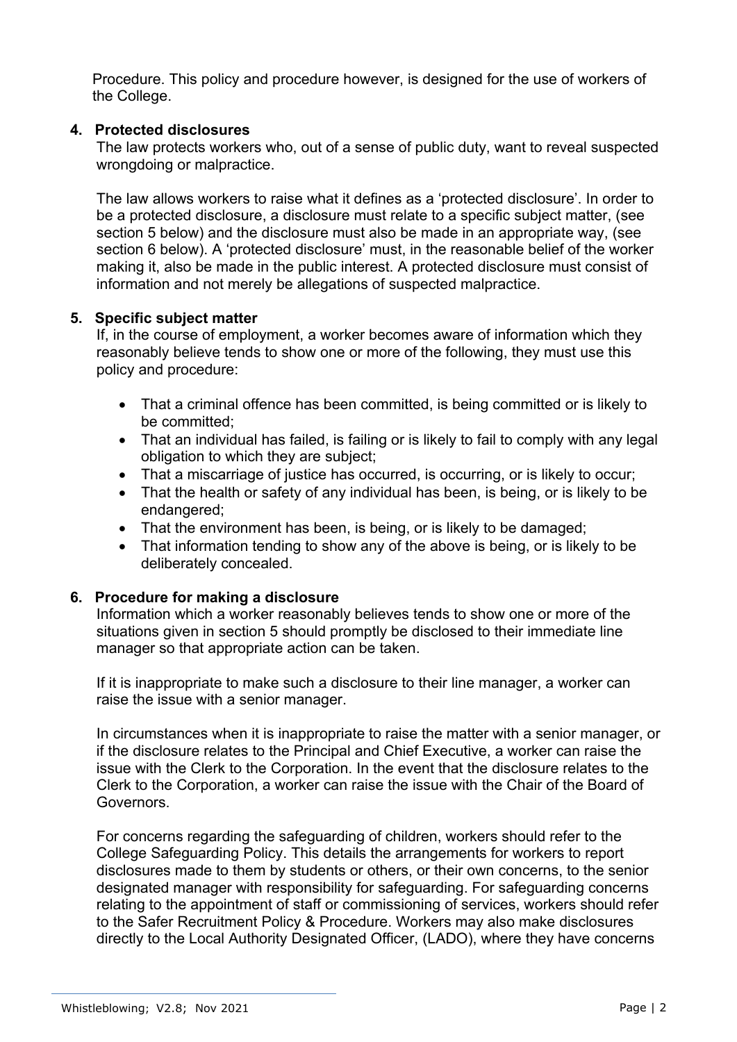Procedure. This policy and procedure however, is designed for the use of workers of the College.

## 4. Protected disclosures

The law protects workers who, out of a sense of public duty, want to reveal suspected wrongdoing or malpractice.

The law allows workers to raise what it defines as a 'protected disclosure'. In order to be a protected disclosure, a disclosure must relate to a specific subject matter, (see section 5 below) and the disclosure must also be made in an appropriate way, (see section 6 below). A 'protected disclosure' must, in the reasonable belief of the worker making it, also be made in the public interest. A protected disclosure must consist of information and not merely be allegations of suspected malpractice.

## 5. Specific subject matter

If, in the course of employment, a worker becomes aware of information which they reasonably believe tends to show one or more of the following, they must use this policy and procedure:

- That a criminal offence has been committed, is being committed or is likely to be committed;
- That an individual has failed, is failing or is likely to fail to comply with any legal obligation to which they are subject;
- That a miscarriage of justice has occurred, is occurring, or is likely to occur;
- That the health or safety of any individual has been, is being, or is likely to be endangered;
- That the environment has been, is being, or is likely to be damaged;
- That information tending to show any of the above is being, or is likely to be deliberately concealed.

## 6. Procedure for making a disclosure

Information which a worker reasonably believes tends to show one or more of the situations given in section 5 should promptly be disclosed to their immediate line manager so that appropriate action can be taken.

If it is inappropriate to make such a disclosure to their line manager, a worker can raise the issue with a senior manager.

In circumstances when it is inappropriate to raise the matter with a senior manager, or if the disclosure relates to the Principal and Chief Executive, a worker can raise the issue with the Clerk to the Corporation. In the event that the disclosure relates to the Clerk to the Corporation, a worker can raise the issue with the Chair of the Board of Governors.

For concerns regarding the safeguarding of children, workers should refer to the College Safeguarding Policy. This details the arrangements for workers to report disclosures made to them by students or others, or their own concerns, to the senior designated manager with responsibility for safeguarding. For safeguarding concerns relating to the appointment of staff or commissioning of services, workers should refer to the Safer Recruitment Policy & Procedure. Workers may also make disclosures directly to the Local Authority Designated Officer, (LADO), where they have concerns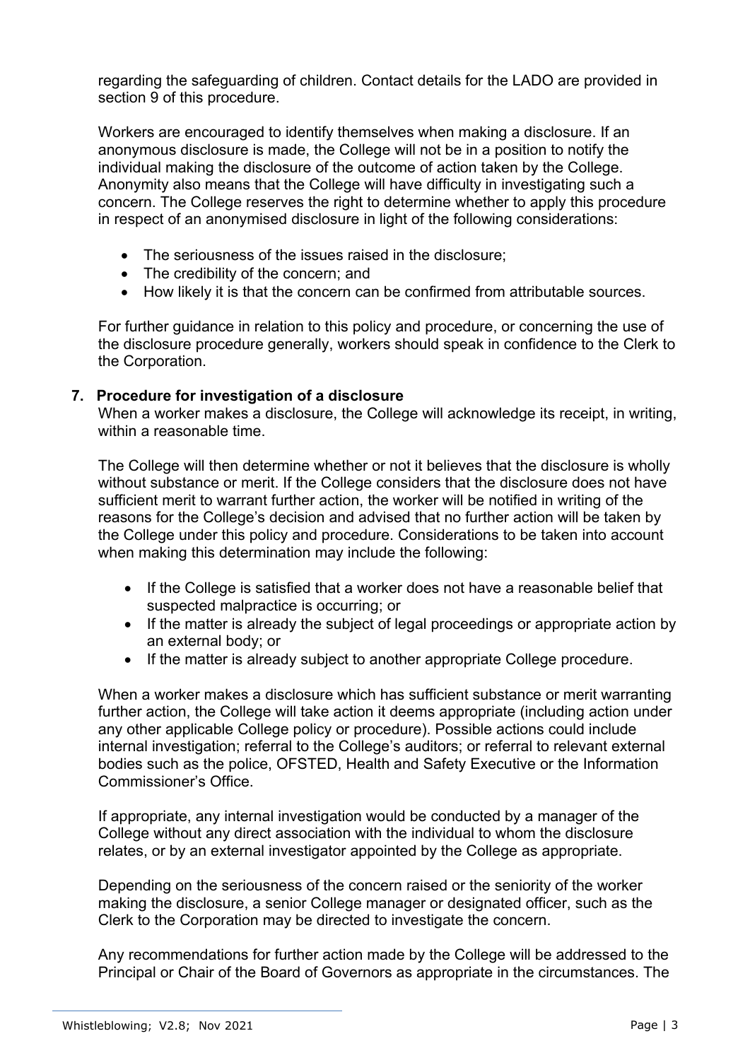regarding the safeguarding of children. Contact details for the LADO are provided in section 9 of this procedure.

Workers are encouraged to identify themselves when making a disclosure. If an anonymous disclosure is made, the College will not be in a position to notify the individual making the disclosure of the outcome of action taken by the College. Anonymity also means that the College will have difficulty in investigating such a concern. The College reserves the right to determine whether to apply this procedure in respect of an anonymised disclosure in light of the following considerations:

- The seriousness of the issues raised in the disclosure;
- The credibility of the concern; and
- How likely it is that the concern can be confirmed from attributable sources.

For further guidance in relation to this policy and procedure, or concerning the use of the disclosure procedure generally, workers should speak in confidence to the Clerk to the Corporation.

## 7. Procedure for investigation of a disclosure

When a worker makes a disclosure, the College will acknowledge its receipt, in writing, within a reasonable time.

The College will then determine whether or not it believes that the disclosure is wholly without substance or merit. If the College considers that the disclosure does not have sufficient merit to warrant further action, the worker will be notified in writing of the reasons for the College's decision and advised that no further action will be taken by the College under this policy and procedure. Considerations to be taken into account when making this determination may include the following:

- If the College is satisfied that a worker does not have a reasonable belief that suspected malpractice is occurring; or
- If the matter is already the subject of legal proceedings or appropriate action by an external body; or
- If the matter is already subject to another appropriate College procedure.

When a worker makes a disclosure which has sufficient substance or merit warranting further action, the College will take action it deems appropriate (including action under any other applicable College policy or procedure). Possible actions could include internal investigation; referral to the College's auditors; or referral to relevant external bodies such as the police, OFSTED, Health and Safety Executive or the Information Commissioner's Office.

If appropriate, any internal investigation would be conducted by a manager of the College without any direct association with the individual to whom the disclosure relates, or by an external investigator appointed by the College as appropriate.

Depending on the seriousness of the concern raised or the seniority of the worker making the disclosure, a senior College manager or designated officer, such as the Clerk to the Corporation may be directed to investigate the concern.

Any recommendations for further action made by the College will be addressed to the Principal or Chair of the Board of Governors as appropriate in the circumstances. The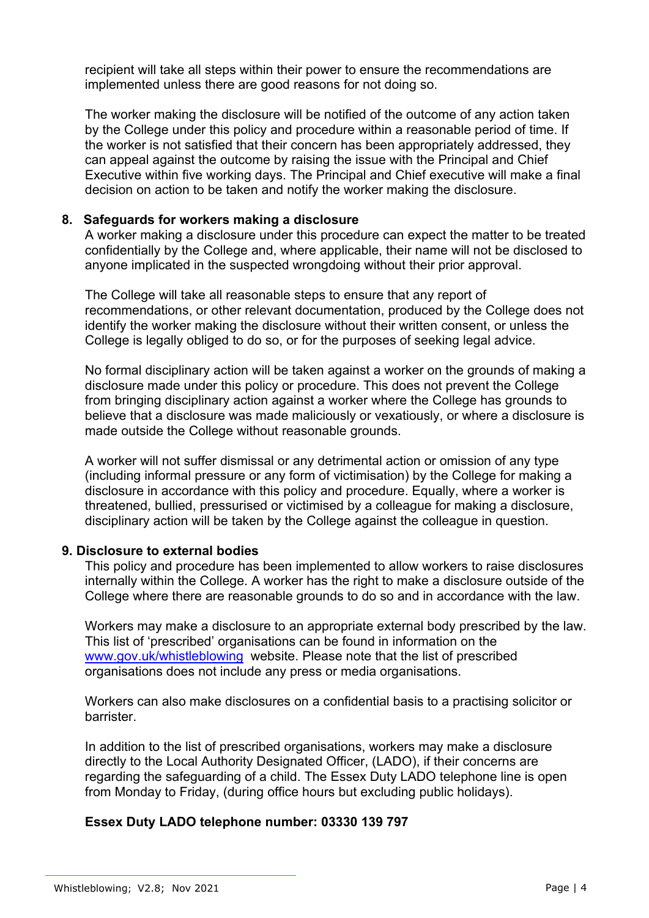recipient will take all steps within their power to ensure the recommendations are implemented unless there are good reasons for not doing so.

The worker making the disclosure will be notified of the outcome of any action taken by the College under this policy and procedure within a reasonable period of time. If the worker is not satisfied that their concern has been appropriately addressed, they can appeal against the outcome by raising the issue with the Principal and Chief Executive within five working days. The Principal and Chief executive will make a final decision on action to be taken and notify the worker making the disclosure.

## 8. Safeguards for workers making a disclosure

A worker making a disclosure under this procedure can expect the matter to be treated confidentially by the College and, where applicable, their name will not be disclosed to anyone implicated in the suspected wrongdoing without their prior approval.

The College will take all reasonable steps to ensure that any report of recommendations, or other relevant documentation, produced by the College does not identify the worker making the disclosure without their written consent, or unless the College is legally obliged to do so, or for the purposes of seeking legal advice.

No formal disciplinary action will be taken against a worker on the grounds of making a disclosure made under this policy or procedure. This does not prevent the College from bringing disciplinary action against a worker where the College has grounds to believe that a disclosure was made maliciously or vexatiously, or where a disclosure is made outside the College without reasonable grounds.

A worker will not suffer dismissal or any detrimental action or omission of any type (including informal pressure or any form of victimisation) by the College for making a disclosure in accordance with this policy and procedure. Equally, where a worker is threatened, bullied, pressurised or victimised by a colleague for making a disclosure, disciplinary action will be taken by the College against the colleague in question.

## 9. Disclosure to external bodies

This policy and procedure has been implemented to allow workers to raise disclosures internally within the College. A worker has the right to make a disclosure outside of the College where there are reasonable grounds to do so and in accordance with the law.

Workers may make a disclosure to an appropriate external body prescribed by the law. This list of 'prescribed' organisations can be found in information on the [www.gov.uk/whistleblowing](http://www.gov.uk/whistleblowing) website. Please note that the list of prescribed organisations does not include any press or media organisations.

Workers can also make disclosures on a confidential basis to a practising solicitor or barrister.

In addition to the list of prescribed organisations, workers may make a disclosure directly to the Local Authority Designated Officer, (LADO), if their concerns are regarding the safeguarding of a child. The Essex Duty LADO telephone line is open from Monday to Friday, (during office hours but excluding public holidays).

**Essex Duty LADO telephone number: 03330 139 797**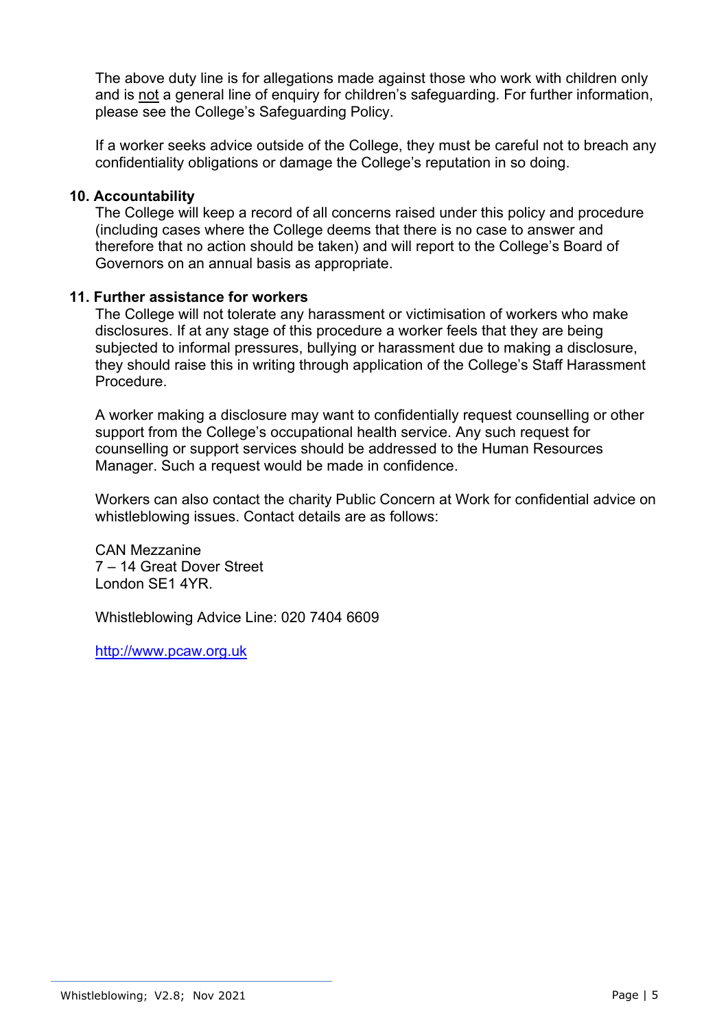The above duty line is for allegations made against those who work with children only and is not a general line of enquiry for children's safeguarding. For further information, please see the College's Safeguarding Policy.

If a worker seeks advice outside of the College, they must be careful not to breach any confidentiality obligations or damage the College's reputation in so doing.

## 10. Accountability

The College will keep a record of all concerns raised under this policy and procedure (including cases where the College deems that there is no case to answer and therefore that no action should be taken) and will report to the College's Board of Governors on an annual basis as appropriate.

## 11. Further assistance for workers

The College will not tolerate any harassment or victimisation of workers who make disclosures. If at any stage of this procedure a worker feels that they are being subjected to informal pressures, bullying or harassment due to making a disclosure, they should raise this in writing through application of the College's Staff Harassment Procedure.

A worker making a disclosure may want to confidentially request counselling or other support from the College's occupational health service. Any such request for counselling or support services should be addressed to the Human Resources Manager. Such a request would be made in confidence.

Workers can also contact the charity Public Concern at Work for confidential advice on whistleblowing issues. Contact details are as follows:

CAN Mezzanine
7 – 14 Great Dover Street
London SE1 4YR.

Whistleblowing Advice Line: 020 7404 6609

http://www.pcaw.org.uk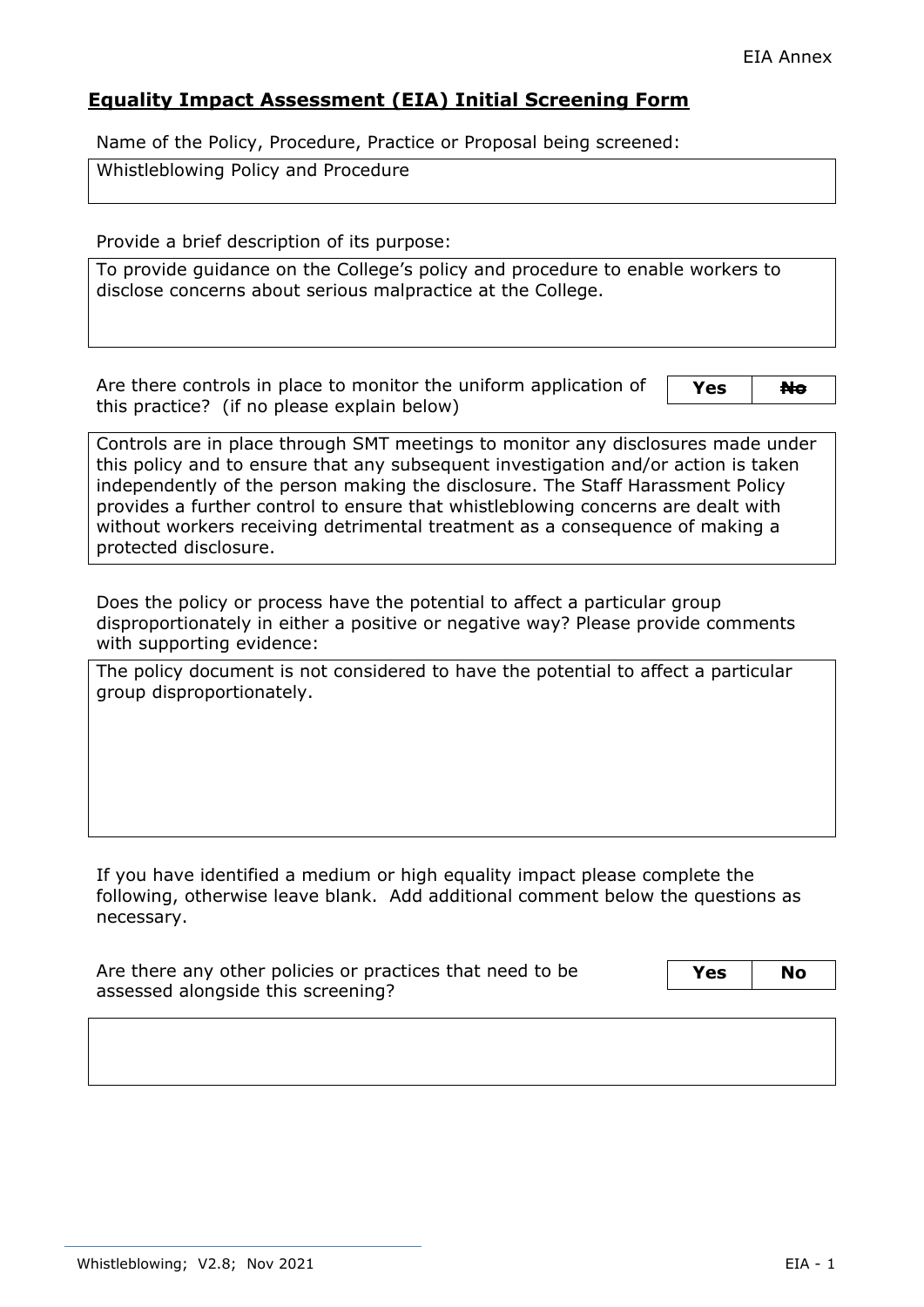## Equality Impact Assessment (EIA) Initial Screening Form

Name of the Policy, Procedure, Practice or Proposal being screened:

| Whistleblowing Policy and Procedure |
|---|

Provide a brief description of its purpose:

| To provide guidance on the College's policy and procedure to enable workers to disclose concerns about serious malpractice at the College. |
|---|

Are there controls in place to monitor the uniform application of this practice? (if no please explain below)

| **Yes** | ~~**No**~~ |
|---|---|

| Controls are in place through SMT meetings to monitor any disclosures made under this policy and to ensure that any subsequent investigation and/or action is taken independently of the person making the disclosure. The Staff Harassment Policy provides a further control to ensure that whistleblowing concerns are dealt with without workers receiving detrimental treatment as a consequence of making a protected disclosure. |
|---|

Does the policy or process have the potential to affect a particular group disproportionately in either a positive or negative way? Please provide comments with supporting evidence:

| The policy document is not considered to have the potential to affect a particular group disproportionately. |
|---|

If you have identified a medium or high equality impact please complete the following, otherwise leave blank. Add additional comment below the questions as necessary.

Are there any other policies or practices that need to be assessed alongside this screening?

| **Yes** | **No** |
|---|---|

| |
|---|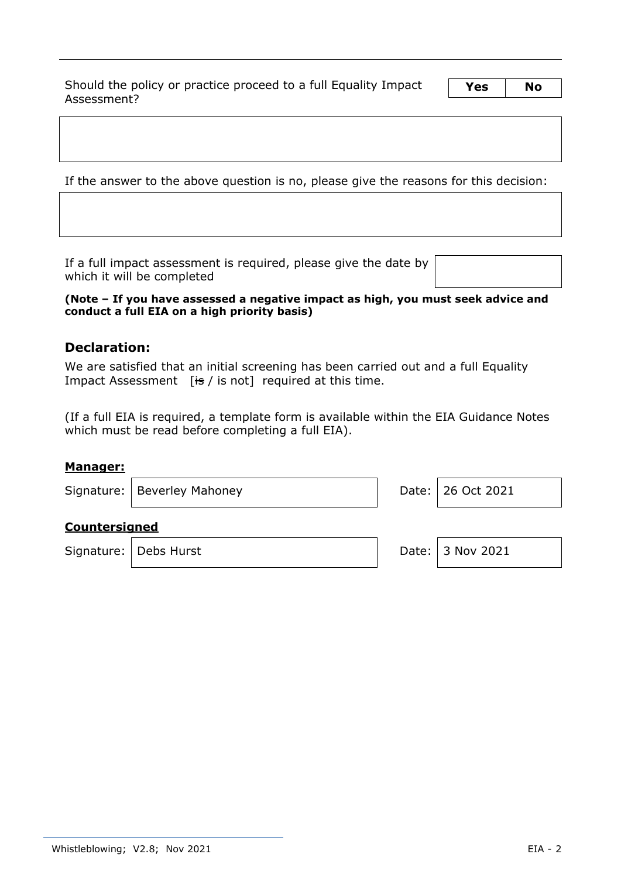Should the policy or practice proceed to a full Equality Impact Assessment?

| Yes | No |
|---|---|

| |
|---|
| |

If the answer to the above question is no, please give the reasons for this decision:

| |
|---|
| |

| | |
|---|---|
| If a full impact assessment is required, please give the date by which it will be completed | |

**(Note – If you have assessed a negative impact as high, you must seek advice and conduct a full EIA on a high priority basis)**

## Declaration:

We are satisfied that an initial screening has been carried out and a full Equality Impact Assessment [~~is~~ / is not] required at this time.

(If a full EIA is required, a template form is available within the EIA Guidance Notes which must be read before completing a full EIA).

**Manager:**

| | | | |
|---|---|---|---|
| Signature: | Beverley Mahoney | Date: | 26 Oct 2021 |

**Countersigned**

| | | | |
|---|---|---|---|
| Signature: | Debs Hurst | Date: | 3 Nov 2021 |